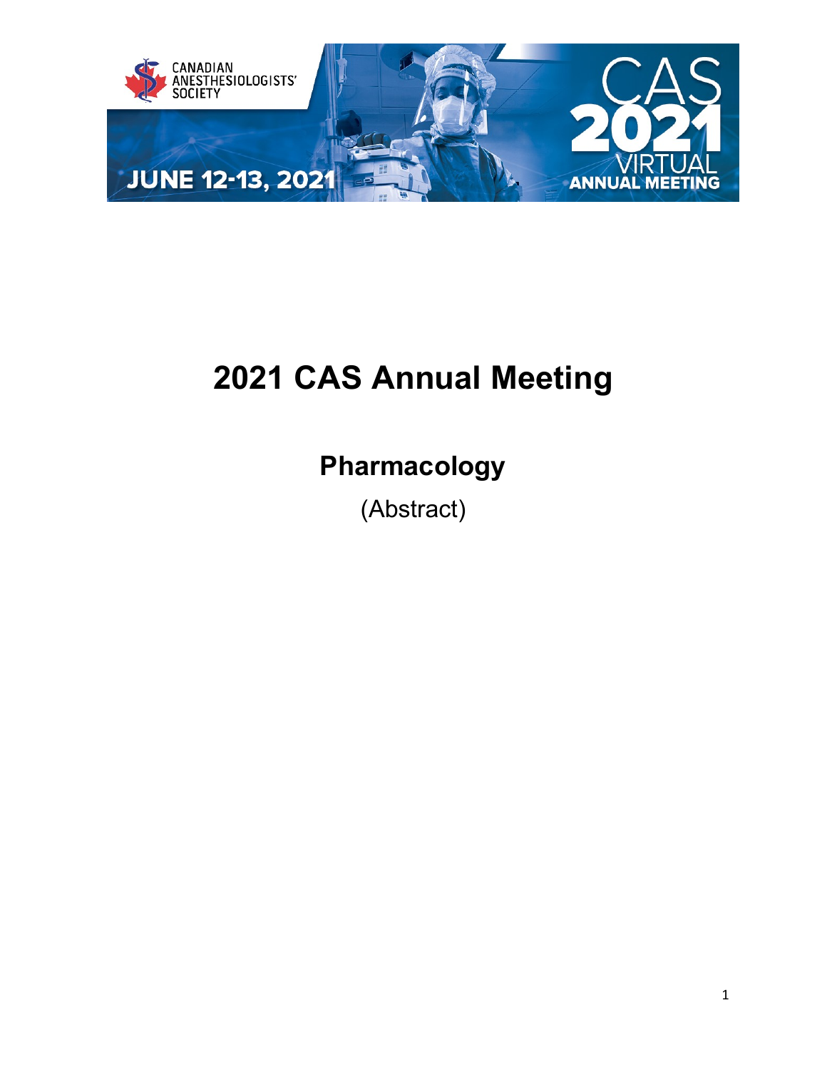# 2021 CAS Annual Meeting

## Pharmacology

(Abstract)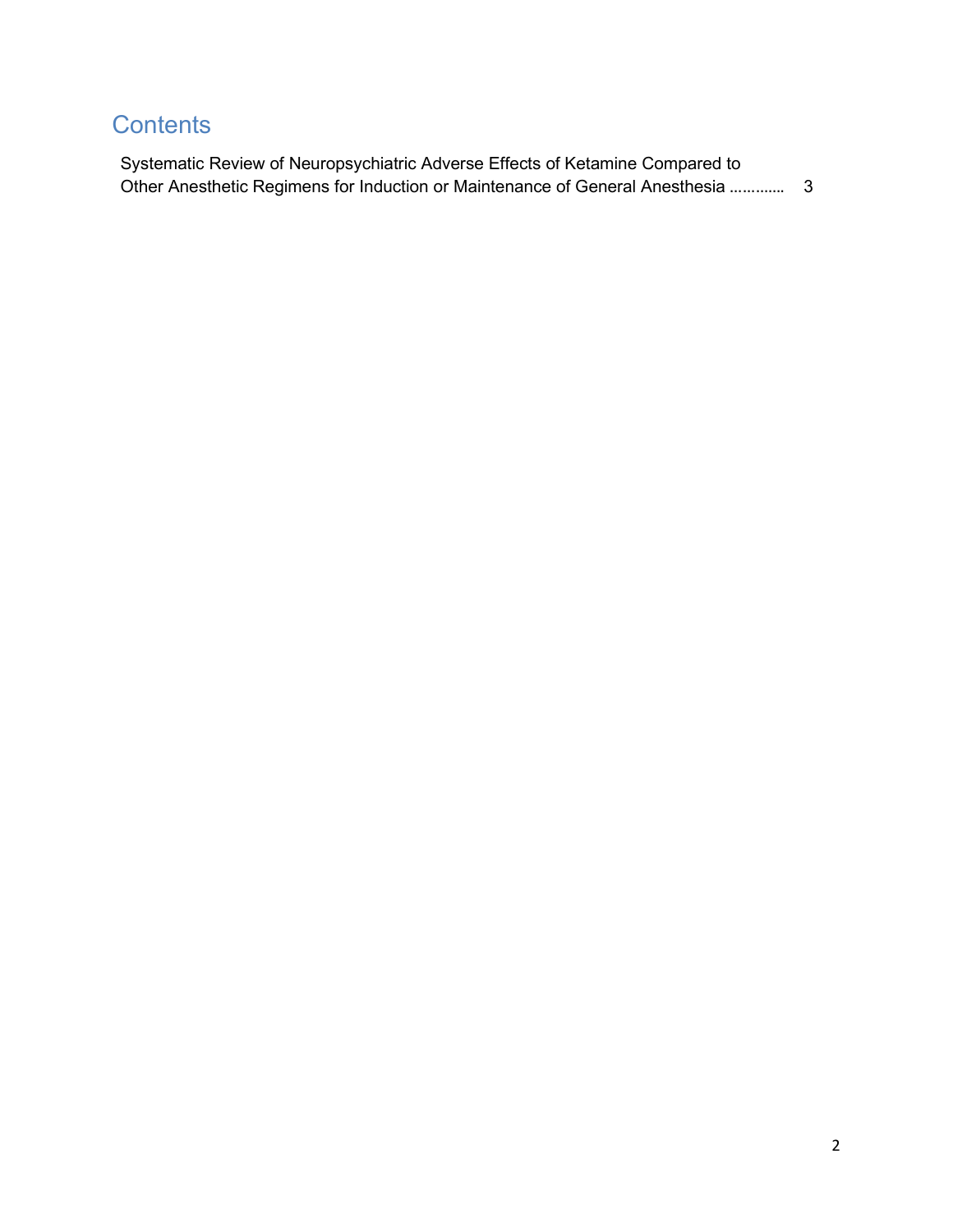## Contents

Systematic Review of Neuropsychiatric Adverse Effects of Ketamine Compared to Other Anesthetic Regimens for Induction or Maintenance of General Anesthesia ............ 3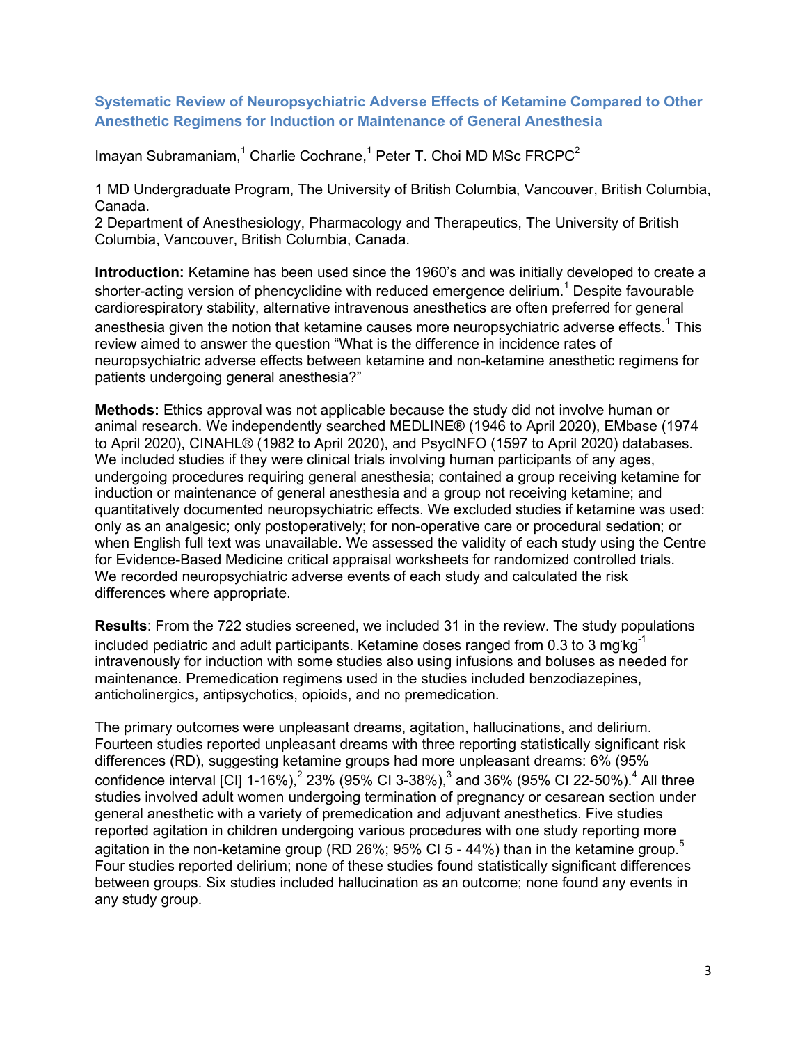## Systematic Review of Neuropsychiatric Adverse Effects of Ketamine Compared to Other Anesthetic Regimens for Induction or Maintenance of General Anesthesia

Imayan Subramaniam,[1] Charlie Cochrane,[1] Peter T. Choi MD MSc FRCPC[2]

1 MD Undergraduate Program, The University of British Columbia, Vancouver, British Columbia, Canada.
2 Department of Anesthesiology, Pharmacology and Therapeutics, The University of British Columbia, Vancouver, British Columbia, Canada.

**Introduction:** Ketamine has been used since the 1960's and was initially developed to create a shorter-acting version of phencyclidine with reduced emergence delirium.[1] Despite favourable cardiorespiratory stability, alternative intravenous anesthetics are often preferred for general anesthesia given the notion that ketamine causes more neuropsychiatric adverse effects.[1] This review aimed to answer the question "What is the difference in incidence rates of neuropsychiatric adverse effects between ketamine and non-ketamine anesthetic regimens for patients undergoing general anesthesia?"

**Methods:** Ethics approval was not applicable because the study did not involve human or animal research. We independently searched MEDLINE® (1946 to April 2020), EMbase (1974 to April 2020), CINAHL® (1982 to April 2020), and PsycINFO (1597 to April 2020) databases. We included studies if they were clinical trials involving human participants of any ages, undergoing procedures requiring general anesthesia; contained a group receiving ketamine for induction or maintenance of general anesthesia and a group not receiving ketamine; and quantitatively documented neuropsychiatric effects. We excluded studies if ketamine was used: only as an analgesic; only postoperatively; for non-operative care or procedural sedation; or when English full text was unavailable. We assessed the validity of each study using the Centre for Evidence-Based Medicine critical appraisal worksheets for randomized controlled trials. We recorded neuropsychiatric adverse events of each study and calculated the risk differences where appropriate.

**Results**: From the 722 studies screened, we included 31 in the review. The study populations included pediatric and adult participants. Ketamine doses ranged from 0.3 to 3 $mg \cdot kg^{-1}$ intravenously for induction with some studies also using infusions and boluses as needed for maintenance. Premedication regimens used in the studies included benzodiazepines, anticholinergics, antipsychotics, opioids, and no premedication.

The primary outcomes were unpleasant dreams, agitation, hallucinations, and delirium. Fourteen studies reported unpleasant dreams with three reporting statistically significant risk differences (RD), suggesting ketamine groups had more unpleasant dreams: 6% (95% confidence interval [CI] 1-16%),[2] 23% (95% CI 3-38%),[3] and 36% (95% CI 22-50%).[4] All three studies involved adult women undergoing termination of pregnancy or cesarean section under general anesthetic with a variety of premedication and adjuvant anesthetics. Five studies reported agitation in children undergoing various procedures with one study reporting more agitation in the non-ketamine group (RD 26%; 95% CI 5 - 44%) than in the ketamine group.[5] Four studies reported delirium; none of these studies found statistically significant differences between groups. Six studies included hallucination as an outcome; none found any events in any study group.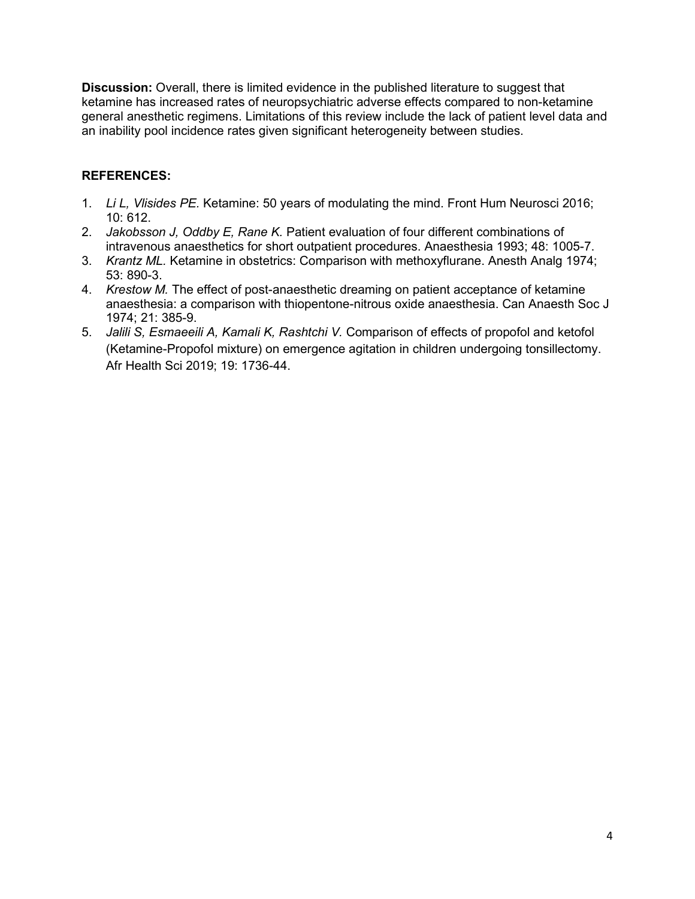**Discussion:** Overall, there is limited evidence in the published literature to suggest that ketamine has increased rates of neuropsychiatric adverse effects compared to non-ketamine general anesthetic regimens. Limitations of this review include the lack of patient level data and an inability pool incidence rates given significant heterogeneity between studies.

**REFERENCES:**

1. *Li L, Vlisides PE.* Ketamine: 50 years of modulating the mind. Front Hum Neurosci 2016; 10: 612.
2. *Jakobsson J, Oddby E, Rane K.* Patient evaluation of four different combinations of intravenous anaesthetics for short outpatient procedures. Anaesthesia 1993; 48: 1005-7.
3. *Krantz ML.* Ketamine in obstetrics: Comparison with methoxyflurane. Anesth Analg 1974; 53: 890-3.
4. *Krestow M.* The effect of post-anaesthetic dreaming on patient acceptance of ketamine anaesthesia: a comparison with thiopentone-nitrous oxide anaesthesia. Can Anaesth Soc J 1974; 21: 385-9.
5. *Jalili S, Esmaeeili A, Kamali K, Rashtchi V.* Comparison of effects of propofol and ketofol (Ketamine-Propofol mixture) on emergence agitation in children undergoing tonsillectomy. Afr Health Sci 2019; 19: 1736-44.